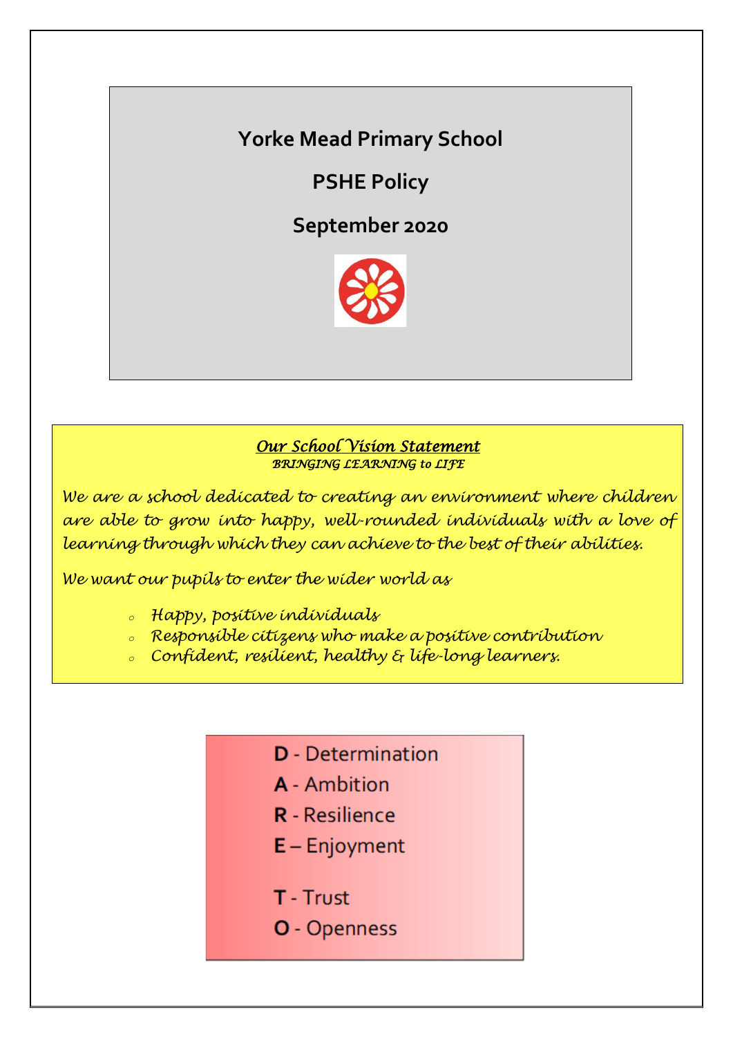# Yorke Mead Primary School

## PSHE Policy

## September 2020

***Our School Vision Statement***

*BRINGING LEARNING to LIFE*

*We are a school dedicated to creating an environment where children are able to grow into happy, well-rounded individuals with a love of learning through which they can achieve to the best of their abilities.*

*We want our pupils to enter the wider world as*

- *Happy, positive individuals*
- *Responsible citizens who make a positive contribution*
- *Confident, resilient, healthy & life-long learners.*

**D** - Determination
**A** - Ambition
**R** - Resilience
**E** – Enjoyment

**T** - Trust
**O** - Openness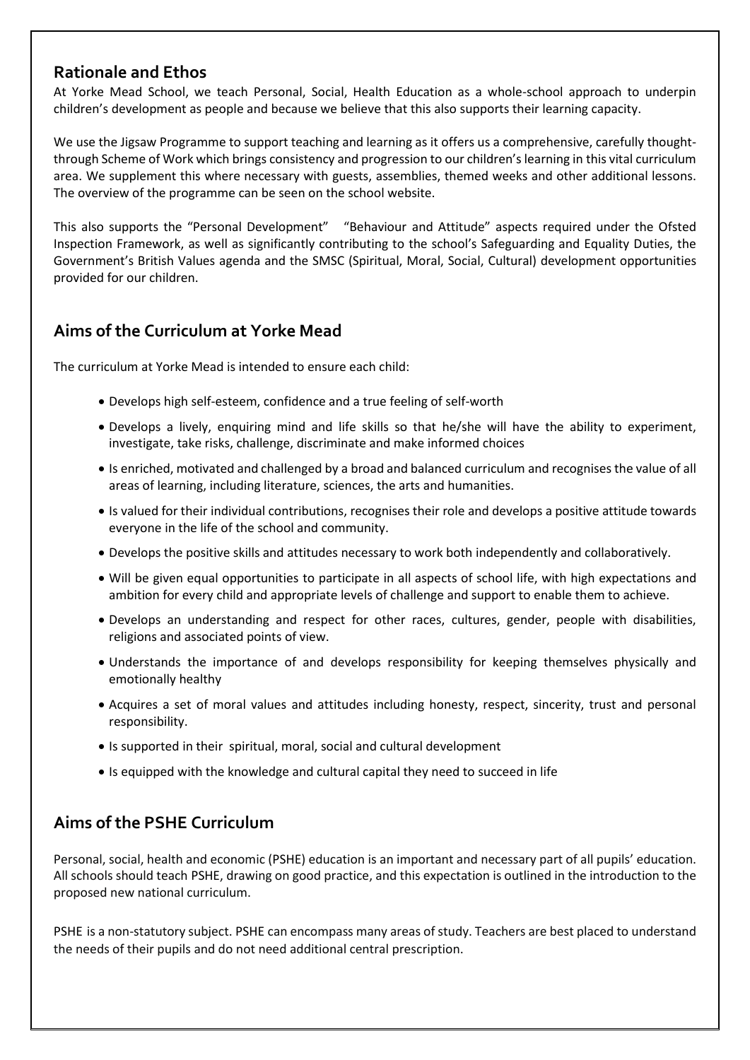## Rationale and Ethos

At Yorke Mead School, we teach Personal, Social, Health Education as a whole-school approach to underpin children's development as people and because we believe that this also supports their learning capacity.

We use the Jigsaw Programme to support teaching and learning as it offers us a comprehensive, carefully thought-through Scheme of Work which brings consistency and progression to our children's learning in this vital curriculum area. We supplement this where necessary with guests, assemblies, themed weeks and other additional lessons. The overview of the programme can be seen on the school website.

This also supports the "Personal Development" "Behaviour and Attitude" aspects required under the Ofsted Inspection Framework, as well as significantly contributing to the school's Safeguarding and Equality Duties, the Government's British Values agenda and the SMSC (Spiritual, Moral, Social, Cultural) development opportunities provided for our children.

## Aims of the Curriculum at Yorke Mead

The curriculum at Yorke Mead is intended to ensure each child:

- Develops high self-esteem, confidence and a true feeling of self-worth
- Develops a lively, enquiring mind and life skills so that he/she will have the ability to experiment, investigate, take risks, challenge, discriminate and make informed choices
- Is enriched, motivated and challenged by a broad and balanced curriculum and recognises the value of all areas of learning, including literature, sciences, the arts and humanities.
- Is valued for their individual contributions, recognises their role and develops a positive attitude towards everyone in the life of the school and community.
- Develops the positive skills and attitudes necessary to work both independently and collaboratively.
- Will be given equal opportunities to participate in all aspects of school life, with high expectations and ambition for every child and appropriate levels of challenge and support to enable them to achieve.
- Develops an understanding and respect for other races, cultures, gender, people with disabilities, religions and associated points of view.
- Understands the importance of and develops responsibility for keeping themselves physically and emotionally healthy
- Acquires a set of moral values and attitudes including honesty, respect, sincerity, trust and personal responsibility.
- Is supported in their spiritual, moral, social and cultural development
- Is equipped with the knowledge and cultural capital they need to succeed in life

## Aims of the PSHE Curriculum

Personal, social, health and economic (PSHE) education is an important and necessary part of all pupils' education. All schools should teach PSHE, drawing on good practice, and this expectation is outlined in the introduction to the proposed new national curriculum.

PSHE is a non-statutory subject. PSHE can encompass many areas of study. Teachers are best placed to understand the needs of their pupils and do not need additional central prescription.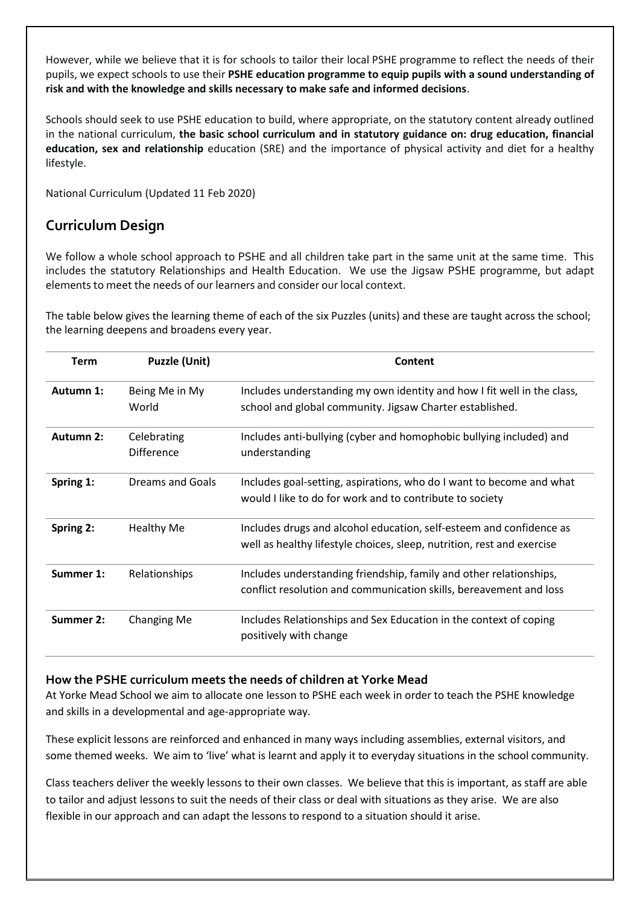However, while we believe that it is for schools to tailor their local PSHE programme to reflect the needs of their pupils, we expect schools to use their **PSHE education programme to equip pupils with a sound understanding of risk and with the knowledge and skills necessary to make safe and informed decisions**.

Schools should seek to use PSHE education to build, where appropriate, on the statutory content already outlined in the national curriculum, **the basic school curriculum and in statutory guidance on: drug education, financial education, sex and relationship** education (SRE) and the importance of physical activity and diet for a healthy lifestyle.

National Curriculum (Updated 11 Feb 2020)

## Curriculum Design

We follow a whole school approach to PSHE and all children take part in the same unit at the same time. This includes the statutory Relationships and Health Education. We use the Jigsaw PSHE programme, but adapt elements to meet the needs of our learners and consider our local context.

The table below gives the learning theme of each of the six Puzzles (units) and these are taught across the school; the learning deepens and broadens every year.

| Term | Puzzle (Unit) | Content |
|---|---|---|
| **Autumn 1:** | Being Me in My World | Includes understanding my own identity and how I fit well in the class, school and global community. Jigsaw Charter established. |
| **Autumn 2:** | Celebrating Difference | Includes anti-bullying (cyber and homophobic bullying included) and understanding |
| **Spring 1:** | Dreams and Goals | Includes goal-setting, aspirations, who do I want to become and what would I like to do for work and to contribute to society |
| **Spring 2:** | Healthy Me | Includes drugs and alcohol education, self-esteem and confidence as well as healthy lifestyle choices, sleep, nutrition, rest and exercise |
| **Summer 1:** | Relationships | Includes understanding friendship, family and other relationships, conflict resolution and communication skills, bereavement and loss |
| **Summer 2:** | Changing Me | Includes Relationships and Sex Education in the context of coping positively with change |

### How the PSHE curriculum meets the needs of children at Yorke Mead

At Yorke Mead School we aim to allocate one lesson to PSHE each week in order to teach the PSHE knowledge and skills in a developmental and age-appropriate way.

These explicit lessons are reinforced and enhanced in many ways including assemblies, external visitors, and some themed weeks. We aim to 'live' what is learnt and apply it to everyday situations in the school community.

Class teachers deliver the weekly lessons to their own classes. We believe that this is important, as staff are able to tailor and adjust lessons to suit the needs of their class or deal with situations as they arise. We are also flexible in our approach and can adapt the lessons to respond to a situation should it arise.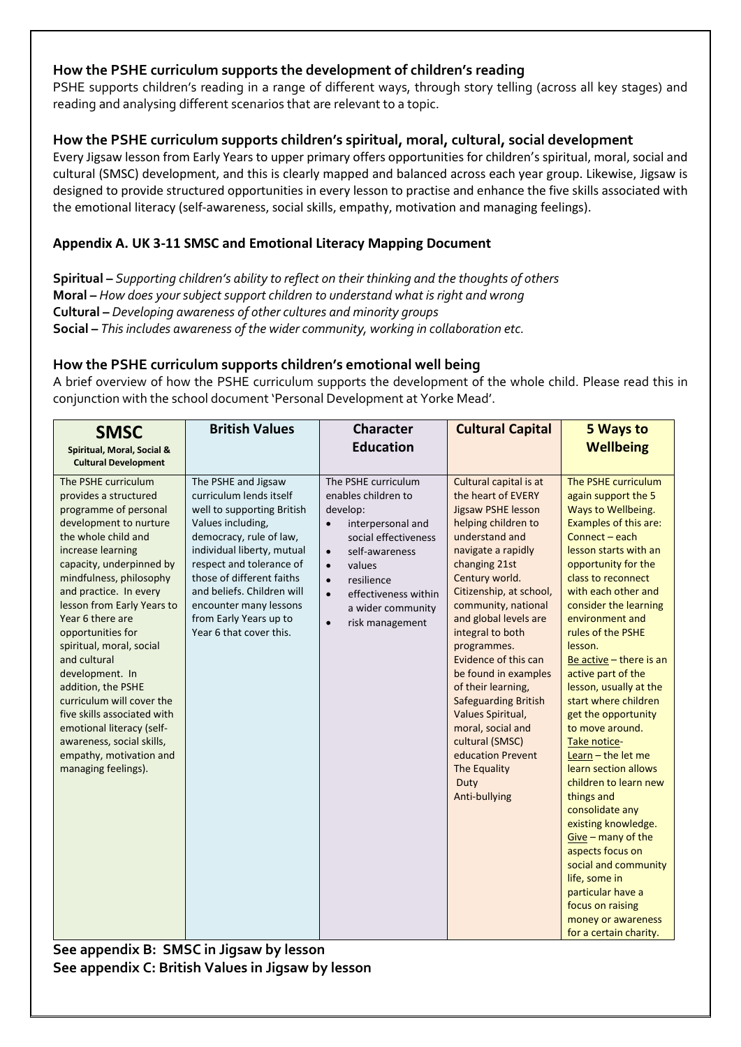### How the PSHE curriculum supports the development of children's reading

PSHE supports children's reading in a range of different ways, through story telling (across all key stages) and reading and analysing different scenarios that are relevant to a topic.

### How the PSHE curriculum supports children's spiritual, moral, cultural, social development

Every Jigsaw lesson from Early Years to upper primary offers opportunities for children's spiritual, moral, social and cultural (SMSC) development, and this is clearly mapped and balanced across each year group. Likewise, Jigsaw is designed to provide structured opportunities in every lesson to practise and enhance the five skills associated with the emotional literacy (self-awareness, social skills, empathy, motivation and managing feelings).

### Appendix A. UK 3-11 SMSC and Emotional Literacy Mapping Document

**Spiritual –** *Supporting children's ability to reflect on their thinking and the thoughts of others*
**Moral –** *How does your subject support children to understand what is right and wrong*
**Cultural –** *Developing awareness of other cultures and minority groups*
**Social –** *This includes awareness of the wider community, working in collaboration etc.*

### How the PSHE curriculum supports children's emotional well being

A brief overview of how the PSHE curriculum supports the development of the whole child. Please read this in conjunction with the school document 'Personal Development at Yorke Mead'.

| **SMSC**<br>**Spiritual, Moral, Social & Cultural Development** | **British Values** | **Character Education** | **Cultural Capital** | **5 Ways to Wellbeing** |
|---|---|---|---|---|
| The PSHE curriculum provides a structured programme of personal development to nurture the whole child and increase learning capacity, underpinned by mindfulness, philosophy and practice. In every lesson from Early Years to Year 6 there are opportunities for spiritual, moral, social and cultural development. In addition, the PSHE curriculum will cover the five skills associated with emotional literacy (self-awareness, social skills, empathy, motivation and managing feelings). | The PSHE and Jigsaw curriculum lends itself well to supporting British Values including, democracy, rule of law, individual liberty, mutual respect and tolerance of those of different faiths and beliefs. Children will encounter many lessons from Early Years up to Year 6 that cover this. | The PSHE curriculum enables children to develop:<br>• interpersonal and social effectiveness<br>• self-awareness<br>• values<br>• resilience<br>• effectiveness within a wider community<br>• risk management | Cultural capital is at the heart of EVERY Jigsaw PSHE lesson helping children to understand and navigate a rapidly changing 21st Century world. Citizenship, at school, community, national and global levels are integral to both programmes. Evidence of this can be found in examples of their learning, Safeguarding British Values Spiritual, moral, social and cultural (SMSC) education Prevent The Equality Duty Anti-bullying | The PSHE curriculum again support the 5 Ways to Wellbeing. Examples of this are:<br>Connect – each lesson starts with an opportunity for the class to reconnect with each other and consider the learning environment and rules of the PSHE lesson.<br>Be active – there is an active part of the lesson, usually at the start where children get the opportunity to move around.<br>Take notice-<br>Learn – the let me learn section allows children to learn new things and consolidate any existing knowledge.<br>Give – many of the aspects focus on social and community life, some in particular have a focus on raising money or awareness for a certain charity. |

**See appendix B: SMSC in Jigsaw by lesson**
**See appendix C: British Values in Jigsaw by lesson**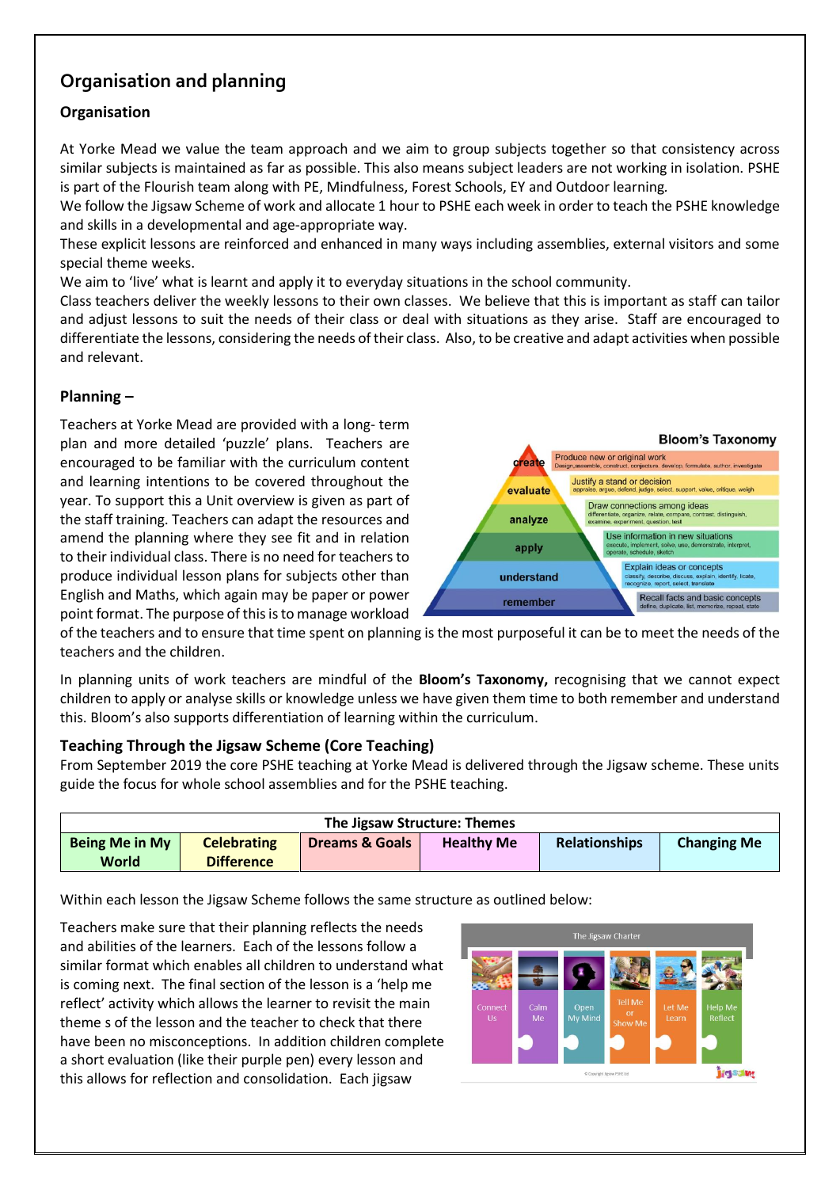## Organisation and planning

### Organisation

At Yorke Mead we value the team approach and we aim to group subjects together so that consistency across similar subjects is maintained as far as possible. This also means subject leaders are not working in isolation. PSHE is part of the Flourish team along with PE, Mindfulness, Forest Schools, EY and Outdoor learning.
We follow the Jigsaw Scheme of work and allocate 1 hour to PSHE each week in order to teach the PSHE knowledge and skills in a developmental and age-appropriate way.
These explicit lessons are reinforced and enhanced in many ways including assemblies, external visitors and some special theme weeks.
We aim to 'live' what is learnt and apply it to everyday situations in the school community.
Class teachers deliver the weekly lessons to their own classes. We believe that this is important as staff can tailor and adjust lessons to suit the needs of their class or deal with situations as they arise. Staff are encouraged to differentiate the lessons, considering the needs of their class. Also, to be creative and adapt activities when possible and relevant.

### Planning –

Teachers at Yorke Mead are provided with a long- term plan and more detailed 'puzzle' plans. Teachers are encouraged to be familiar with the curriculum content and learning intentions to be covered throughout the year. To support this a Unit overview is given as part of the staff training. Teachers can adapt the resources and amend the planning where they see fit and in relation to their individual class. There is no need for teachers to produce individual lesson plans for subjects other than English and Maths, which again may be paper or power point format. The purpose of this is to manage workload of the teachers and to ensure that time spent on planning is the most purposeful it can be to meet the needs of the teachers and the children.

**Bloom's Taxonomy**

- **create** – Produce new or original work (Design, assemble, construct, conjecture, develop, formulate, author, investigate)
- **evaluate** – Justify a stand or decision (appraise, argue, defend, judge, select, support, value, critique, weigh)
- **analyze** – Draw connections among ideas (differentiate, organize, relate, compare, contrast, distinguish, examine, experiment, question, test)
- **apply** – Use information in new situations (execute, implement, solve, use, demonstrate, interpret, operate, schedule, sketch)
- **understand** – Explain ideas or concepts (classify, describe, discuss, explain, identify, locate, recognize, report, select, translate)
- **remember** – Recall facts and basic concepts (define, duplicate, list, memorize, repeat, state)

In planning units of work teachers are mindful of the **Bloom's Taxonomy,** recognising that we cannot expect children to apply or analyse skills or knowledge unless we have given them time to both remember and understand this. Bloom's also supports differentiation of learning within the curriculum.

### Teaching Through the Jigsaw Scheme (Core Teaching)

From September 2019 the core PSHE teaching at Yorke Mead is delivered through the Jigsaw scheme. These units guide the focus for whole school assemblies and for the PSHE teaching.

| The Jigsaw Structure: Themes | | | | | |
|---|---|---|---|---|---|
| **Being Me in My World** | **Celebrating Difference** | **Dreams & Goals** | **Healthy Me** | **Relationships** | **Changing Me** |

Within each lesson the Jigsaw Scheme follows the same structure as outlined below:

**The Jigsaw Charter:** Connect Us | Calm Me | Open My Mind | Tell Me or Show Me | Let Me Learn | Help Me Reflect

Teachers make sure that their planning reflects the needs and abilities of the learners. Each of the lessons follow a similar format which enables all children to understand what is coming next. The final section of the lesson is a 'help me reflect' activity which allows the learner to revisit the main theme s of the lesson and the teacher to check that there have been no misconceptions. In addition children complete a short evaluation (like their purple pen) every lesson and this allows for reflection and consolidation. Each jigsaw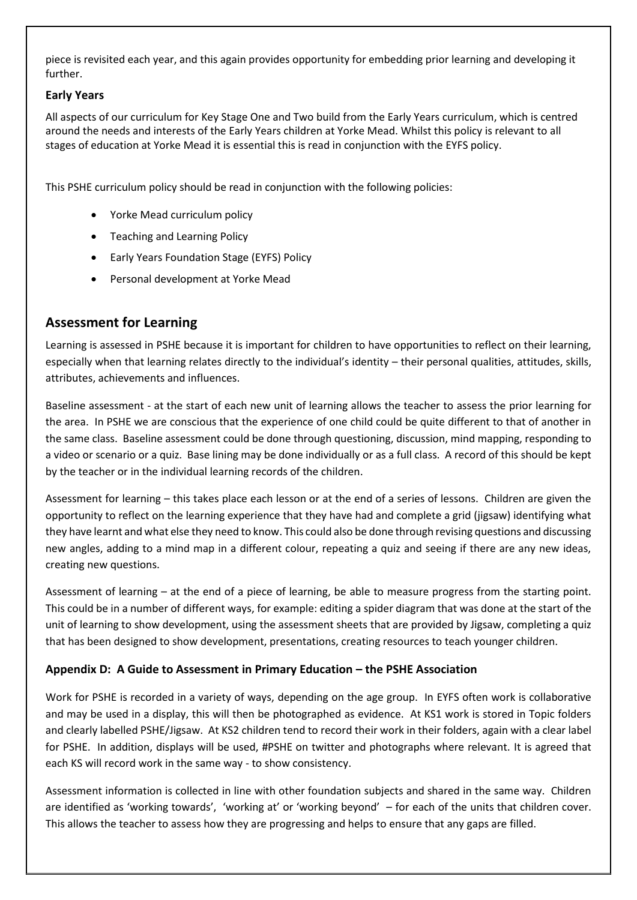piece is revisited each year, and this again provides opportunity for embedding prior learning and developing it further.

### Early Years

All aspects of our curriculum for Key Stage One and Two build from the Early Years curriculum, which is centred around the needs and interests of the Early Years children at Yorke Mead. Whilst this policy is relevant to all stages of education at Yorke Mead it is essential this is read in conjunction with the EYFS policy.

This PSHE curriculum policy should be read in conjunction with the following policies:

- Yorke Mead curriculum policy
- Teaching and Learning Policy
- Early Years Foundation Stage (EYFS) Policy
- Personal development at Yorke Mead

## Assessment for Learning

Learning is assessed in PSHE because it is important for children to have opportunities to reflect on their learning, especially when that learning relates directly to the individual's identity – their personal qualities, attitudes, skills, attributes, achievements and influences.

Baseline assessment - at the start of each new unit of learning allows the teacher to assess the prior learning for the area. In PSHE we are conscious that the experience of one child could be quite different to that of another in the same class. Baseline assessment could be done through questioning, discussion, mind mapping, responding to a video or scenario or a quiz. Base lining may be done individually or as a full class. A record of this should be kept by the teacher or in the individual learning records of the children.

Assessment for learning – this takes place each lesson or at the end of a series of lessons. Children are given the opportunity to reflect on the learning experience that they have had and complete a grid (jigsaw) identifying what they have learnt and what else they need to know. This could also be done through revising questions and discussing new angles, adding to a mind map in a different colour, repeating a quiz and seeing if there are any new ideas, creating new questions.

Assessment of learning – at the end of a piece of learning, be able to measure progress from the starting point. This could be in a number of different ways, for example: editing a spider diagram that was done at the start of the unit of learning to show development, using the assessment sheets that are provided by Jigsaw, completing a quiz that has been designed to show development, presentations, creating resources to teach younger children.

### Appendix D: A Guide to Assessment in Primary Education – the PSHE Association

Work for PSHE is recorded in a variety of ways, depending on the age group. In EYFS often work is collaborative and may be used in a display, this will then be photographed as evidence. At KS1 work is stored in Topic folders and clearly labelled PSHE/Jigsaw. At KS2 children tend to record their work in their folders, again with a clear label for PSHE. In addition, displays will be used, #PSHE on twitter and photographs where relevant. It is agreed that each KS will record work in the same way - to show consistency.

Assessment information is collected in line with other foundation subjects and shared in the same way. Children are identified as 'working towards', 'working at' or 'working beyond' – for each of the units that children cover. This allows the teacher to assess how they are progressing and helps to ensure that any gaps are filled.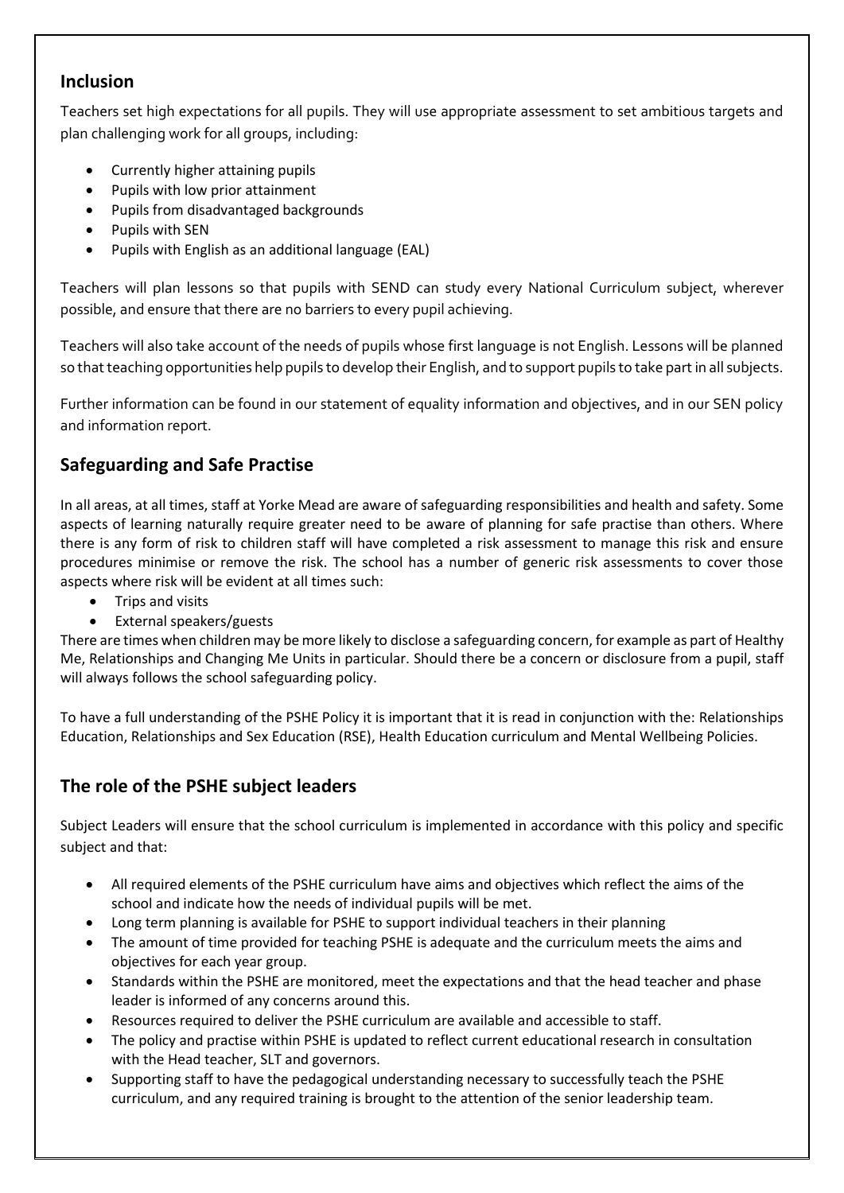## Inclusion

Teachers set high expectations for all pupils. They will use appropriate assessment to set ambitious targets and plan challenging work for all groups, including:

- Currently higher attaining pupils
- Pupils with low prior attainment
- Pupils from disadvantaged backgrounds
- Pupils with SEN
- Pupils with English as an additional language (EAL)

Teachers will plan lessons so that pupils with SEND can study every National Curriculum subject, wherever possible, and ensure that there are no barriers to every pupil achieving.

Teachers will also take account of the needs of pupils whose first language is not English. Lessons will be planned so that teaching opportunities help pupils to develop their English, and to support pupils to take part in all subjects.

Further information can be found in our statement of equality information and objectives, and in our SEN policy and information report.

## Safeguarding and Safe Practise

In all areas, at all times, staff at Yorke Mead are aware of safeguarding responsibilities and health and safety. Some aspects of learning naturally require greater need to be aware of planning for safe practise than others. Where there is any form of risk to children staff will have completed a risk assessment to manage this risk and ensure procedures minimise or remove the risk. The school has a number of generic risk assessments to cover those aspects where risk will be evident at all times such:

- Trips and visits
- External speakers/guests

There are times when children may be more likely to disclose a safeguarding concern, for example as part of Healthy Me, Relationships and Changing Me Units in particular. Should there be a concern or disclosure from a pupil, staff will always follows the school safeguarding policy.

To have a full understanding of the PSHE Policy it is important that it is read in conjunction with the: Relationships Education, Relationships and Sex Education (RSE), Health Education curriculum and Mental Wellbeing Policies.

## The role of the PSHE subject leaders

Subject Leaders will ensure that the school curriculum is implemented in accordance with this policy and specific subject and that:

- All required elements of the PSHE curriculum have aims and objectives which reflect the aims of the school and indicate how the needs of individual pupils will be met.
- Long term planning is available for PSHE to support individual teachers in their planning
- The amount of time provided for teaching PSHE is adequate and the curriculum meets the aims and objectives for each year group.
- Standards within the PSHE are monitored, meet the expectations and that the head teacher and phase leader is informed of any concerns around this.
- Resources required to deliver the PSHE curriculum are available and accessible to staff.
- The policy and practise within PSHE is updated to reflect current educational research in consultation with the Head teacher, SLT and governors.
- Supporting staff to have the pedagogical understanding necessary to successfully teach the PSHE curriculum, and any required training is brought to the attention of the senior leadership team.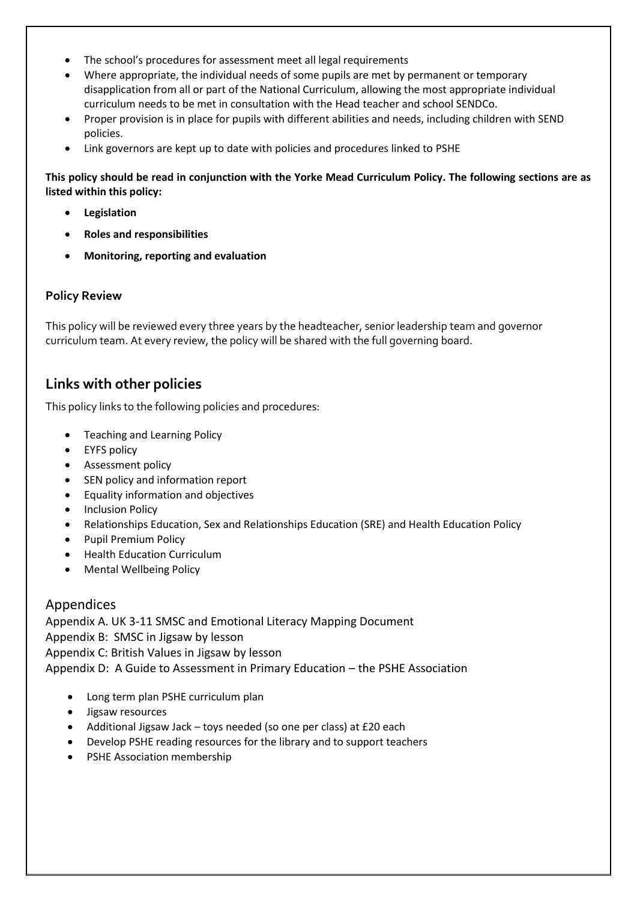- The school's procedures for assessment meet all legal requirements
- Where appropriate, the individual needs of some pupils are met by permanent or temporary disapplication from all or part of the National Curriculum, allowing the most appropriate individual curriculum needs to be met in consultation with the Head teacher and school SENDCo.
- Proper provision is in place for pupils with different abilities and needs, including children with SEND policies.
- Link governors are kept up to date with policies and procedures linked to PSHE

**This policy should be read in conjunction with the Yorke Mead Curriculum Policy. The following sections are as listed within this policy:**

- **Legislation**
- **Roles and responsibilities**
- **Monitoring, reporting and evaluation**

### Policy Review

This policy will be reviewed every three years by the headteacher, senior leadership team and governor curriculum team. At every review, the policy will be shared with the full governing board.

## Links with other policies

This policy links to the following policies and procedures:

- Teaching and Learning Policy
- EYFS policy
- Assessment policy
- SEN policy and information report
- Equality information and objectives
- Inclusion Policy
- Relationships Education, Sex and Relationships Education (SRE) and Health Education Policy
- Pupil Premium Policy
- Health Education Curriculum
- Mental Wellbeing Policy

## Appendices

Appendix A. UK 3-11 SMSC and Emotional Literacy Mapping Document
Appendix B: SMSC in Jigsaw by lesson
Appendix C: British Values in Jigsaw by lesson
Appendix D: A Guide to Assessment in Primary Education – the PSHE Association

- Long term plan PSHE curriculum plan
- Jigsaw resources
- Additional Jigsaw Jack – toys needed (so one per class) at £20 each
- Develop PSHE reading resources for the library and to support teachers
- PSHE Association membership